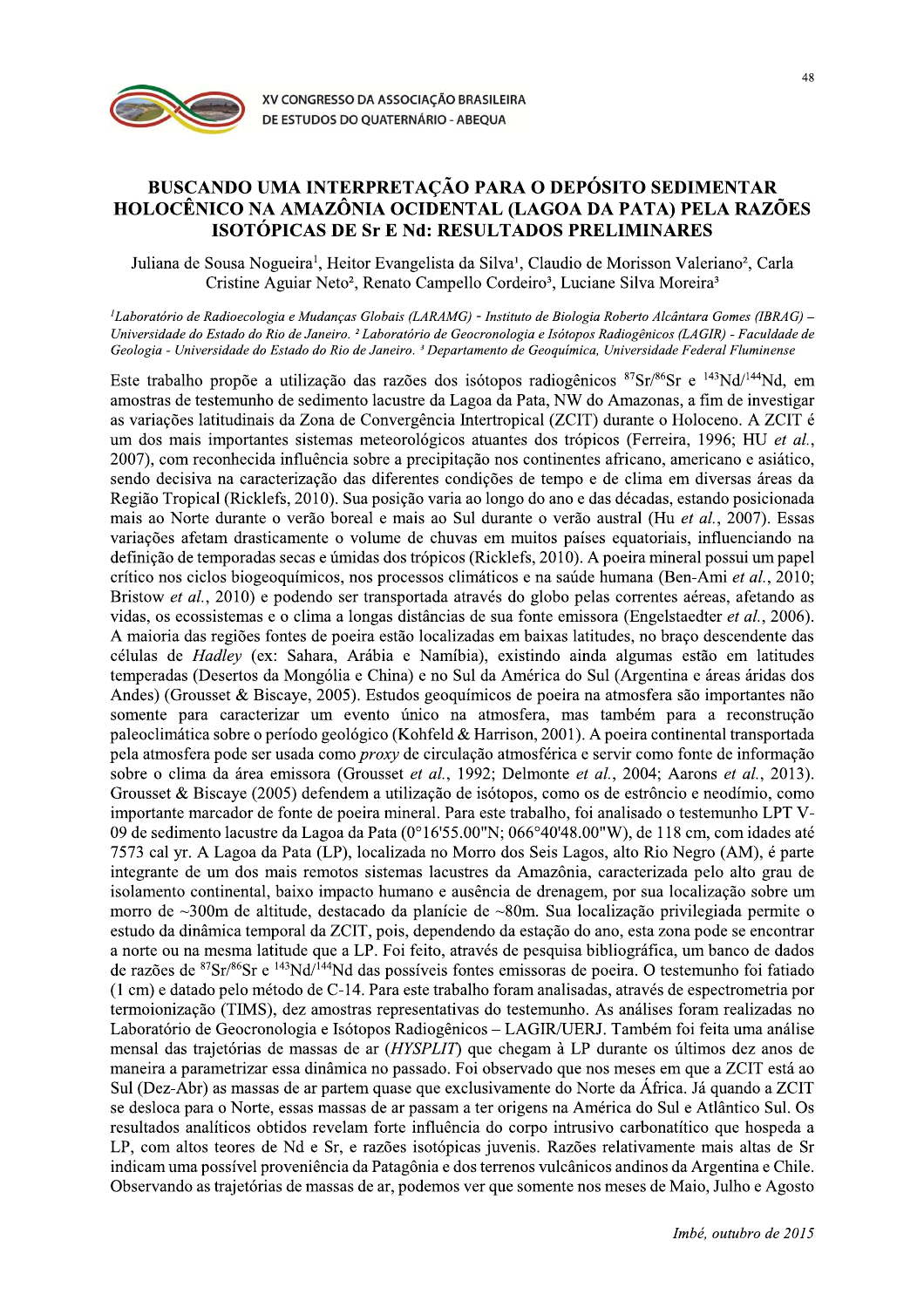# BUSCANDO UMA INTERPRETAÇÃO PARA O DEPÓSITO SEDIMENTAR HOLOCÊNICO NA AMAZÔNIA OCIDENTAL (LAGOA DA PATA) PELA RAZÕES ISOTÓPICAS DE Sr E Nd: RESULTADOS PRELIMINARES

Juliana de Sousa Nogueira[1], Heitor Evangelista da Silva[1], Claudio de Morisson Valeriano[2], Carla Cristine Aguiar Neto[2], Renato Campello Cordeiro[3], Luciane Silva Moreira[3]

*[1]Laboratório de Radioecologia e Mudanças Globais (LARAMG) - Instituto de Biologia Roberto Alcântara Gomes (IBRAG) – Universidade do Estado do Rio de Janeiro. [2] Laboratório de Geocronologia e Isótopos Radiogênicos (LAGIR) - Faculdade de Geologia - Universidade do Estado do Rio de Janeiro. [3] Departamento de Geoquímica, Universidade Federal Fluminense*

Este trabalho propõe a utilização das razões dos isótopos radiogênicos $^{87}Sr/^{86}Sr$ e $^{143}Nd/^{144}Nd$, em amostras de testemunho de sedimento lacustre da Lagoa da Pata, NW do Amazonas, a fim de investigar as variações latitudinais da Zona de Convergência Intertropical (ZCIT) durante o Holoceno. A ZCIT é um dos mais importantes sistemas meteorológicos atuantes dos trópicos (Ferreira, 1996; HU *et al.*, 2007), com reconhecida influência sobre a precipitação nos continentes africano, americano e asiático, sendo decisiva na caracterização das diferentes condições de tempo e de clima em diversas áreas da Região Tropical (Ricklefs, 2010). Sua posição varia ao longo do ano e das décadas, estando posicionada mais ao Norte durante o verão boreal e mais ao Sul durante o verão austral (Hu *et al.*, 2007). Essas variações afetam drasticamente o volume de chuvas em muitos países equatoriais, influenciando na definição de temporadas secas e úmidas dos trópicos (Ricklefs, 2010). A poeira mineral possui um papel crítico nos ciclos biogeoquímicos, nos processos climáticos e na saúde humana (Ben-Ami *et al.*, 2010; Bristow *et al.*, 2010) e podendo ser transportada através do globo pelas correntes aéreas, afetando as vidas, os ecossistemas e o clima a longas distâncias de sua fonte emissora (Engelstaedter *et al.*, 2006). A maioria das regiões fontes de poeira estão localizadas em baixas latitudes, no braço descendente das células de *Hadley* (ex: Sahara, Arábia e Namíbia), existindo ainda algumas estão em latitudes temperadas (Desertos da Mongólia e China) e no Sul da América do Sul (Argentina e áreas áridas dos Andes) (Grousset & Biscaye, 2005). Estudos geoquímicos de poeira na atmosfera são importantes não somente para caracterizar um evento único na atmosfera, mas também para a reconstrução paleoclimática sobre o período geológico (Kohfeld & Harrison, 2001). A poeira continental transportada pela atmosfera pode ser usada como *proxy* de circulação atmosférica e servir como fonte de informação sobre o clima da área emissora (Grousset *et al.*, 1992; Delmonte *et al.*, 2004; Aarons *et al.*, 2013). Grousset & Biscaye (2005) defendem a utilização de isótopos, como os de estrôncio e neodímio, como importante marcador de fonte de poeira mineral. Para este trabalho, foi analisado o testemunho LPT V-09 de sedimento lacustre da Lagoa da Pata (0°16'55.00"N; 066°40'48.00"W), de 118 cm, com idades até 7573 cal yr. A Lagoa da Pata (LP), localizada no Morro dos Seis Lagos, alto Rio Negro (AM), é parte integrante de um dos mais remotos sistemas lacustres da Amazônia, caracterizada pelo alto grau de isolamento continental, baixo impacto humano e ausência de drenagem, por sua localização sobre um morro de ~300m de altitude, destacado da planície de ~80m. Sua localização privilegiada permite o estudo da dinâmica temporal da ZCIT, pois, dependendo da estação do ano, esta zona pode se encontrar a norte ou na mesma latitude que a LP. Foi feito, através de pesquisa bibliográfica, um banco de dados de razões de $^{87}Sr/^{86}Sr$ e $^{143}Nd/^{144}Nd$ das possíveis fontes emissoras de poeira. O testemunho foi fatiado (1 cm) e datado pelo método de C-14. Para este trabalho foram analisadas, através de espectrometria por termoionização (TIMS), dez amostras representativas do testemunho. As análises foram realizadas no Laboratório de Geocronologia e Isótopos Radiogênicos – LAGIR/UERJ. Também foi feita uma análise mensal das trajetórias de massas de ar (*HYSPLIT*) que chegam à LP durante os últimos dez anos de maneira a parametrizar essa dinâmica no passado. Foi observado que nos meses em que a ZCIT está ao Sul (Dez-Abr) as massas de ar partem quase que exclusivamente do Norte da África. Já quando a ZCIT se desloca para o Norte, essas massas de ar passam a ter origens na América do Sul e Atlântico Sul. Os resultados analíticos obtidos revelam forte influência do corpo intrusivo carbonatítico que hospeda a LP, com altos teores de Nd e Sr, e razões isotópicas juvenis. Razões relativamente mais altas de Sr indicam uma possível proveniência da Patagônia e dos terrenos vulcânicos andinos da Argentina e Chile. Observando as trajetórias de massas de ar, podemos ver que somente nos meses de Maio, Julho e Agosto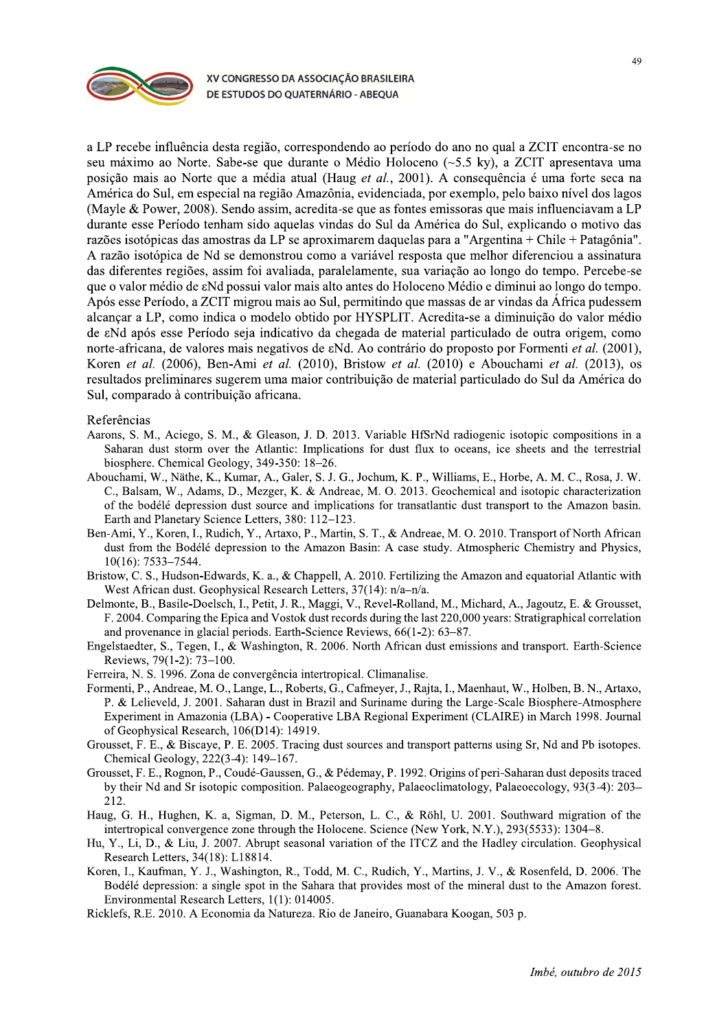a LP recebe influência desta região, correspondendo ao período do ano no qual a ZCIT encontra-se no seu máximo ao Norte. Sabe-se que durante o Médio Holoceno (~5.5 ky), a ZCIT apresentava uma posição mais ao Norte que a média atual (Haug *et al.*, 2001). A consequência é uma forte seca na América do Sul, em especial na região Amazônia, evidenciada, por exemplo, pelo baixo nível dos lagos (Mayle & Power, 2008). Sendo assim, acredita-se que as fontes emissoras que mais influenciavam a LP durante esse Período tenham sido aquelas vindas do Sul da América do Sul, explicando o motivo das razões isotópicas das amostras da LP se aproximarem daquelas para a "Argentina + Chile + Patagônia". A razão isotópica de Nd se demonstrou como a variável resposta que melhor diferenciou a assinatura das diferentes regiões, assim foi avaliada, paralelamente, sua variação ao longo do tempo. Percebe-se que o valor médio de εNd possui valor mais alto antes do Holoceno Médio e diminui ao longo do tempo. Após esse Período, a ZCIT migrou mais ao Sul, permitindo que massas de ar vindas da África pudessem alcançar a LP, como indica o modelo obtido por HYSPLIT. Acredita-se a diminuição do valor médio de εNd após esse Período seja indicativo da chegada de material particulado de outra origem, como norte-africana, de valores mais negativos de εNd. Ao contrário do proposto por Formenti *et al.* (2001), Koren *et al.* (2006), Ben-Ami *et al.* (2010), Bristow *et al.* (2010) e Abouchami *et al.* (2013), os resultados preliminares sugerem uma maior contribuição de material particulado do Sul da América do Sul, comparado à contribuição africana.

## Referências

Aarons, S. M., Aciego, S. M., & Gleason, J. D. 2013. Variable HfSrNd radiogenic isotopic compositions in a Saharan dust storm over the Atlantic: Implications for dust flux to oceans, ice sheets and the terrestrial biosphere. Chemical Geology, 349-350: 18–26.

Abouchami, W., Näthe, K., Kumar, A., Galer, S. J. G., Jochum, K. P., Williams, E., Horbe, A. M. C., Rosa, J. W. C., Balsam, W., Adams, D., Mezger, K. & Andreae, M. O. 2013. Geochemical and isotopic characterization of the bodélé depression dust source and implications for transatlantic dust transport to the Amazon basin. Earth and Planetary Science Letters, 380: 112–123.

Ben-Ami, Y., Koren, I., Rudich, Y., Artaxo, P., Martin, S. T., & Andreae, M. O. 2010. Transport of North African dust from the Bodélé depression to the Amazon Basin: A case study. Atmospheric Chemistry and Physics, 10(16): 7533–7544.

Bristow, C. S., Hudson-Edwards, K. a., & Chappell, A. 2010. Fertilizing the Amazon and equatorial Atlantic with West African dust. Geophysical Research Letters, 37(14): n/a–n/a.

Delmonte, B., Basile-Doelsch, I., Petit, J. R., Maggi, V., Revel-Rolland, M., Michard, A., Jagoutz, E. & Grousset, F. 2004. Comparing the Epica and Vostok dust records during the last 220,000 years: Stratigraphical correlation and provenance in glacial periods. Earth-Science Reviews, 66(1-2): 63–87.

Engelstaedter, S., Tegen, I., & Washington, R. 2006. North African dust emissions and transport. Earth-Science Reviews, 79(1-2): 73–100.

Ferreira, N. S. 1996. Zona de convergência intertropical. Climanalise.

Formenti, P., Andreae, M. O., Lange, L., Roberts, G., Cafmeyer, J., Rajta, I., Maenhaut, W., Holben, B. N., Artaxo, P. & Lelieveld, J. 2001. Saharan dust in Brazil and Suriname during the Large-Scale Biosphere-Atmosphere Experiment in Amazonia (LBA) - Cooperative LBA Regional Experiment (CLAIRE) in March 1998. Journal of Geophysical Research, 106(D14): 14919.

Grousset, F. E., & Biscaye, P. E. 2005. Tracing dust sources and transport patterns using Sr, Nd and Pb isotopes. Chemical Geology, 222(3-4): 149–167.

Grousset, F. E., Rognon, P., Coudé-Gaussen, G., & Pédemay, P. 1992. Origins of peri-Saharan dust deposits traced by their Nd and Sr isotopic composition. Palaeogeography, Palaeoclimatology, Palaeoecology, 93(3-4): 203–212.

Haug, G. H., Hughen, K. a, Sigman, D. M., Peterson, L. C., & Röhl, U. 2001. Southward migration of the intertropical convergence zone through the Holocene. Science (New York, N.Y.), 293(5533): 1304–8.

Hu, Y., Li, D., & Liu, J. 2007. Abrupt seasonal variation of the ITCZ and the Hadley circulation. Geophysical Research Letters, 34(18): L18814.

Koren, I., Kaufman, Y. J., Washington, R., Todd, M. C., Rudich, Y., Martins, J. V., & Rosenfeld, D. 2006. The Bodélé depression: a single spot in the Sahara that provides most of the mineral dust to the Amazon forest. Environmental Research Letters, 1(1): 014005.

Ricklefs, R.E. 2010. A Economia da Natureza. Rio de Janeiro, Guanabara Koogan, 503 p.